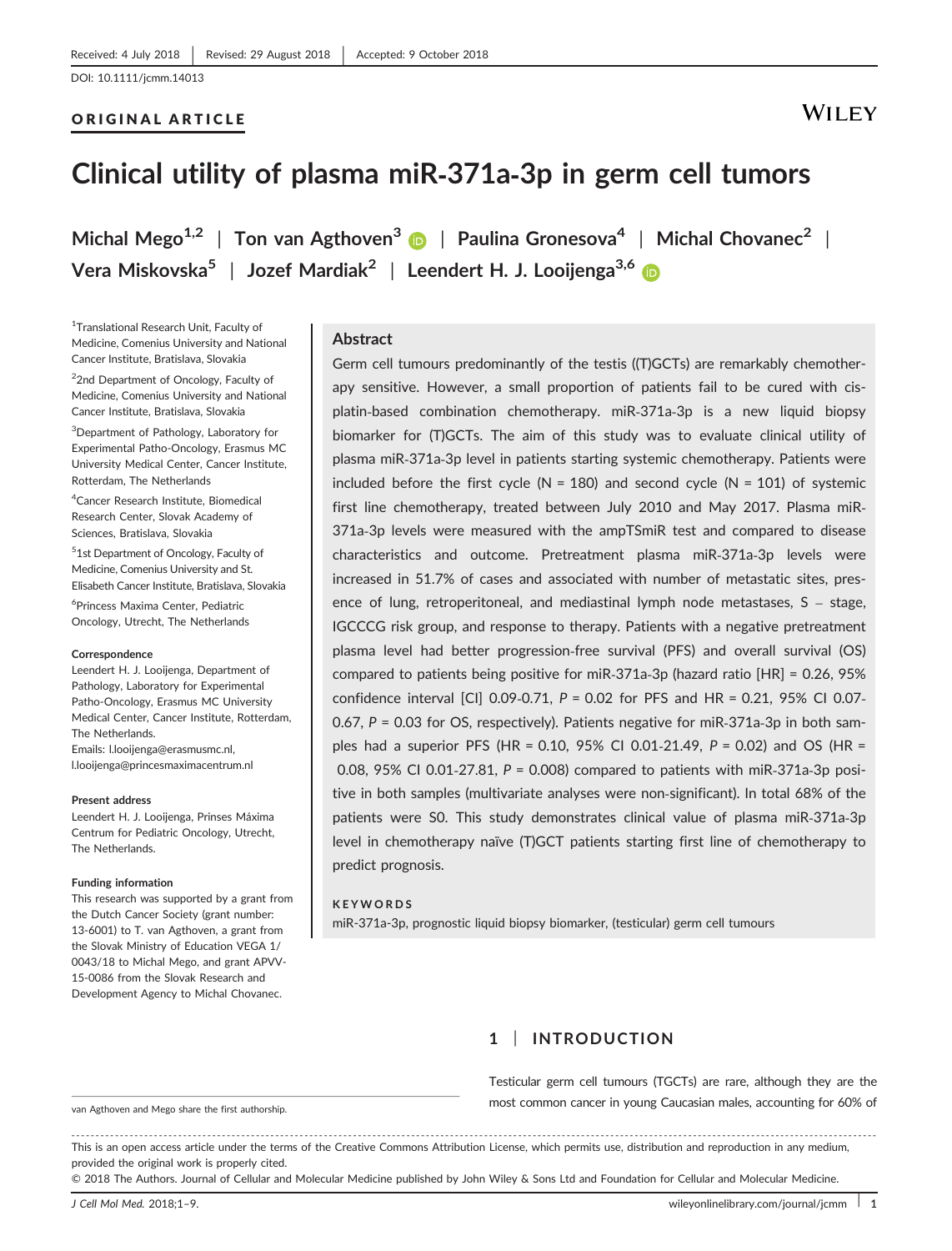Received: 4 July 2018 | Revised: 29 August 2018 | Accepted: 9 October 2018

DOI: 10.1111/jcmm.14013

ORIGINAL ARTICLE

# Clinical utility of plasma miR-371a-3p in germ cell tumors

Michal Mego[1,2] | Ton van Agthoven[3] | Paulina Gronesova[4] | Michal Chovanec[2] | Vera Miskovska[5] | Jozef Mardiak[2] | Leendert H. J. Looijenga[3,6]

[1]Translational Research Unit, Faculty of Medicine, Comenius University and National Cancer Institute, Bratislava, Slovakia

[2]2nd Department of Oncology, Faculty of Medicine, Comenius University and National Cancer Institute, Bratislava, Slovakia

[3]Department of Pathology, Laboratory for Experimental Patho-Oncology, Erasmus MC University Medical Center, Cancer Institute, Rotterdam, The Netherlands

[4]Cancer Research Institute, Biomedical Research Center, Slovak Academy of Sciences, Bratislava, Slovakia

[5]1st Department of Oncology, Faculty of Medicine, Comenius University and St. Elisabeth Cancer Institute, Bratislava, Slovakia

[6]Princess Maxima Center, Pediatric Oncology, Utrecht, The Netherlands

**Correspondence**
Leendert H. J. Looijenga, Department of Pathology, Laboratory for Experimental Patho-Oncology, Erasmus MC University Medical Center, Cancer Institute, Rotterdam, The Netherlands.
Emails: l.looijenga@erasmusmc.nl, l.looijenga@princesmaximacentrum.nl

**Present address**
Leendert H. J. Looijenga, Prinses Máxima Centrum for Pediatric Oncology, Utrecht, The Netherlands.

**Funding information**
This research was supported by a grant from the Dutch Cancer Society (grant number: 13-6001) to T. van Agthoven, a grant from the Slovak Ministry of Education VEGA 1/0043/18 to Michal Mego, and grant APVV-15-0086 from the Slovak Research and Development Agency to Michal Chovanec.

## Abstract

Germ cell tumours predominantly of the testis ((T)GCTs) are remarkably chemotherapy sensitive. However, a small proportion of patients fail to be cured with cisplatin-based combination chemotherapy. miR-371a-3p is a new liquid biopsy biomarker for (T)GCTs. The aim of this study was to evaluate clinical utility of plasma miR-371a-3p level in patients starting systemic chemotherapy. Patients were included before the first cycle (N = 180) and second cycle (N = 101) of systemic first line chemotherapy, treated between July 2010 and May 2017. Plasma miR-371a-3p levels were measured with the ampTSmiR test and compared to disease characteristics and outcome. Pretreatment plasma miR-371a-3p levels were increased in 51.7% of cases and associated with number of metastatic sites, presence of lung, retroperitoneal, and mediastinal lymph node metastases, S – stage, IGCCCG risk group, and response to therapy. Patients with a negative pretreatment plasma level had better progression-free survival (PFS) and overall survival (OS) compared to patients being positive for miR-371a-3p (hazard ratio [HR] = 0.26, 95% confidence interval [CI] 0.09-0.71, $P$ = 0.02 for PFS and HR = 0.21, 95% CI 0.07-0.67, $P$ = 0.03 for OS, respectively). Patients negative for miR-371a-3p in both samples had a superior PFS (HR = 0.10, 95% CI 0.01-21.49, $P$ = 0.02) and OS (HR = 0.08, 95% CI 0.01-27.81, $P$ = 0.008) compared to patients with miR-371a-3p positive in both samples (multivariate analyses were non-significant). In total 68% of the patients were S0. This study demonstrates clinical value of plasma miR-371a-3p level in chemotherapy naïve (T)GCT patients starting first line of chemotherapy to predict prognosis.

**KEYWORDS**
miR-371a-3p, prognostic liquid biopsy biomarker, (testicular) germ cell tumours

## 1 | INTRODUCTION

Testicular germ cell tumours (TGCTs) are rare, although they are the most common cancer in young Caucasian males, accounting for 60% of

van Agthoven and Mego share the first authorship.

This is an open access article under the terms of the Creative Commons Attribution License, which permits use, distribution and reproduction in any medium, provided the original work is properly cited.
© 2018 The Authors. Journal of Cellular and Molecular Medicine published by John Wiley & Sons Ltd and Foundation for Cellular and Molecular Medicine.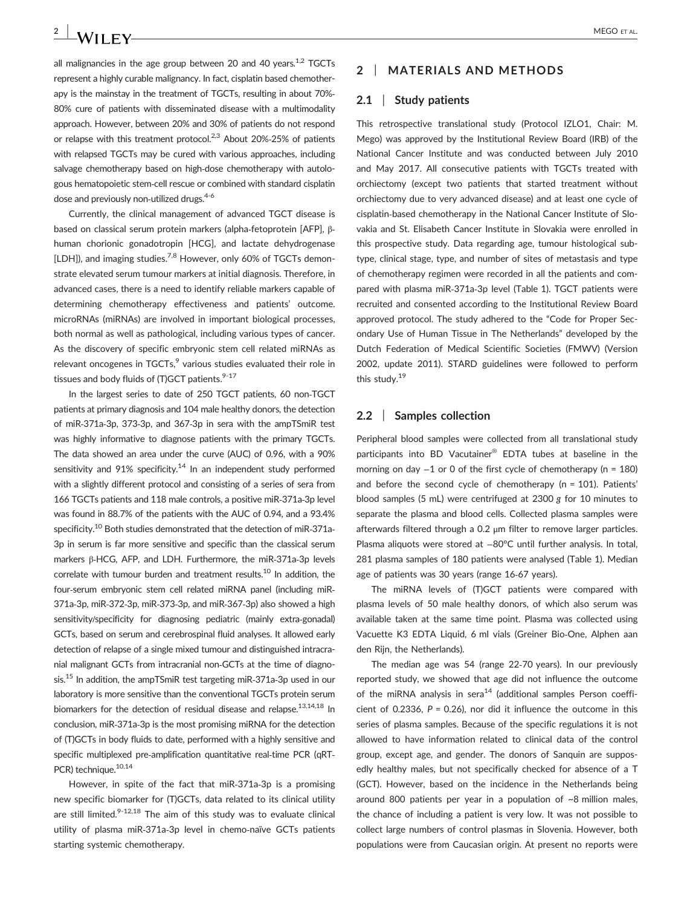all malignancies in the age group between 20 and 40 years.[1,2] TGCTs represent a highly curable malignancy. In fact, cisplatin based chemotherapy is the mainstay in the treatment of TGCTs, resulting in about 70%-80% cure of patients with disseminated disease with a multimodality approach. However, between 20% and 30% of patients do not respond or relapse with this treatment protocol.[2,3] About 20%-25% of patients with relapsed TGCTs may be cured with various approaches, including salvage chemotherapy based on high-dose chemotherapy with autologous hematopoietic stem-cell rescue or combined with standard cisplatin dose and previously non-utilized drugs.[4-6]

Currently, the clinical management of advanced TGCT disease is based on classical serum protein markers (alpha-fetoprotein [AFP], β-human chorionic gonadotropin [HCG], and lactate dehydrogenase [LDH]), and imaging studies.[7,8] However, only 60% of TGCTs demonstrate elevated serum tumour markers at initial diagnosis. Therefore, in advanced cases, there is a need to identify reliable markers capable of determining chemotherapy effectiveness and patients' outcome. microRNAs (miRNAs) are involved in important biological processes, both normal as well as pathological, including various types of cancer. As the discovery of specific embryonic stem cell related miRNAs as relevant oncogenes in TGCTs,[9] various studies evaluated their role in tissues and body fluids of (T)GCT patients.[9-17]

In the largest series to date of 250 TGCT patients, 60 non-TGCT patients at primary diagnosis and 104 male healthy donors, the detection of miR-371a-3p, 373-3p, and 367-3p in sera with the ampTSmiR test was highly informative to diagnose patients with the primary TGCTs. The data showed an area under the curve (AUC) of 0.96, with a 90% sensitivity and 91% specificity.[14] In an independent study performed with a slightly different protocol and consisting of a series of sera from 166 TGCTs patients and 118 male controls, a positive miR-371a-3p level was found in 88.7% of the patients with the AUC of 0.94, and a 93.4% specificity.[10] Both studies demonstrated that the detection of miR-371a-3p in serum is far more sensitive and specific than the classical serum markers β-HCG, AFP, and LDH. Furthermore, the miR-371a-3p levels correlate with tumour burden and treatment results.[10] In addition, the four-serum embryonic stem cell related miRNA panel (including miR-371a-3p, miR-372-3p, miR-373-3p, and miR-367-3p) also showed a high sensitivity/specificity for diagnosing pediatric (mainly extra-gonadal) GCTs, based on serum and cerebrospinal fluid analyses. It allowed early detection of relapse of a single mixed tumour and distinguished intracranial malignant GCTs from intracranial non-GCTs at the time of diagnosis.[15] In addition, the ampTSmiR test targeting miR-371a-3p used in our laboratory is more sensitive than the conventional TGCTs protein serum biomarkers for the detection of residual disease and relapse.[13,14,18] In conclusion, miR-371a-3p is the most promising miRNA for the detection of (T)GCTs in body fluids to date, performed with a highly sensitive and specific multiplexed pre-amplification quantitative real-time PCR (qRT-PCR) technique.[10,14]

However, in spite of the fact that miR-371a-3p is a promising new specific biomarker for (T)GCTs, data related to its clinical utility are still limited.[9-12,18] The aim of this study was to evaluate clinical utility of plasma miR-371a-3p level in chemo-naïve GCTs patients starting systemic chemotherapy.

## 2 | MATERIALS AND METHODS

### 2.1 | Study patients

This retrospective translational study (Protocol IZLO1, Chair: M. Mego) was approved by the Institutional Review Board (IRB) of the National Cancer Institute and was conducted between July 2010 and May 2017. All consecutive patients with TGCTs treated with orchiectomy (except two patients that started treatment without orchiectomy due to very advanced disease) and at least one cycle of cisplatin-based chemotherapy in the National Cancer Institute of Slovakia and St. Elisabeth Cancer Institute in Slovakia were enrolled in this prospective study. Data regarding age, tumour histological subtype, clinical stage, type, and number of sites of metastasis and type of chemotherapy regimen were recorded in all the patients and compared with plasma miR-371a-3p level (Table 1). TGCT patients were recruited and consented according to the Institutional Review Board approved protocol. The study adhered to the "Code for Proper Secondary Use of Human Tissue in The Netherlands" developed by the Dutch Federation of Medical Scientific Societies (FMWV) (Version 2002, update 2011). STARD guidelines were followed to perform this study.[19]

### 2.2 | Samples collection

Peripheral blood samples were collected from all translational study participants into BD Vacutainer® EDTA tubes at baseline in the morning on day −1 or 0 of the first cycle of chemotherapy (n = 180) and before the second cycle of chemotherapy (n = 101). Patients' blood samples (5 mL) were centrifuged at 2300 *g* for 10 minutes to separate the plasma and blood cells. Collected plasma samples were afterwards filtered through a 0.2 μm filter to remove larger particles. Plasma aliquots were stored at −80°C until further analysis. In total, 281 plasma samples of 180 patients were analysed (Table 1). Median age of patients was 30 years (range 16-67 years).

The miRNA levels of (T)GCT patients were compared with plasma levels of 50 male healthy donors, of which also serum was available taken at the same time point. Plasma was collected using Vacuette K3 EDTA Liquid, 6 ml vials (Greiner Bio-One, Alphen aan den Rijn, the Netherlands).

The median age was 54 (range 22-70 years). In our previously reported study, we showed that age did not influence the outcome of the miRNA analysis in sera[14] (additional samples Person coefficient of 0.2336, *P* = 0.26), nor did it influence the outcome in this series of plasma samples. Because of the specific regulations it is not allowed to have information related to clinical data of the control group, except age, and gender. The donors of Sanquin are supposedly healthy males, but not specifically checked for absence of a T (GCT). However, based on the incidence in the Netherlands being around 800 patients per year in a population of ~8 million males, the chance of including a patient is very low. It was not possible to collect large numbers of control plasmas in Slovenia. However, both populations were from Caucasian origin. At present no reports were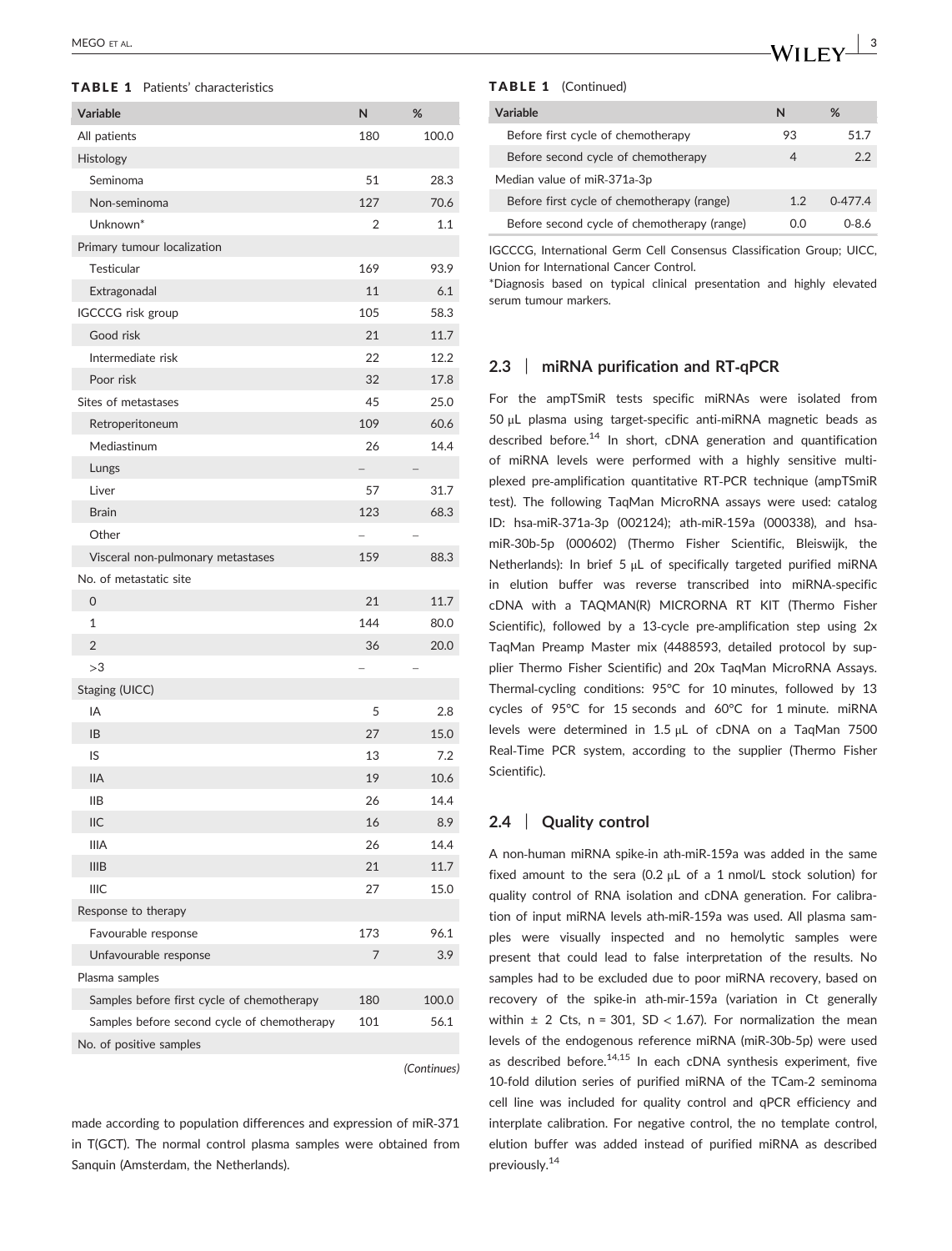**TABLE 1** Patients' characteristics

| Variable | N | % |
|---|---|---|
| All patients | 180 | 100.0 |
| Histology | | |
| Seminoma | 51 | 28.3 |
| Non-seminoma | 127 | 70.6 |
| Unknown* | 2 | 1.1 |
| Primary tumour localization | | |
| Testicular | 169 | 93.9 |
| Extragonadal | 11 | 6.1 |
| IGCCCG risk group | 105 | 58.3 |
| Good risk | 21 | 11.7 |
| Intermediate risk | 22 | 12.2 |
| Poor risk | 32 | 17.8 |
| Sites of metastases | 45 | 25.0 |
| Retroperitoneum | 109 | 60.6 |
| Mediastinum | 26 | 14.4 |
| Lungs | – | – |
| Liver | 57 | 31.7 |
| Brain | 123 | 68.3 |
| Other | – | – |
| Visceral non-pulmonary metastases | 159 | 88.3 |
| No. of metastatic site | | |
| 0 | 21 | 11.7 |
| 1 | 144 | 80.0 |
| 2 | 36 | 20.0 |
| >3 | – | – |
| Staging (UICC) | | |
| IA | 5 | 2.8 |
| IB | 27 | 15.0 |
| IS | 13 | 7.2 |
| IIA | 19 | 10.6 |
| IIB | 26 | 14.4 |
| IIC | 16 | 8.9 |
| IIIA | 26 | 14.4 |
| IIIB | 21 | 11.7 |
| IIIC | 27 | 15.0 |
| Response to therapy | | |
| Favourable response | 173 | 96.1 |
| Unfavourable response | 7 | 3.9 |
| Plasma samples | | |
| Samples before first cycle of chemotherapy | 180 | 100.0 |
| Samples before second cycle of chemotherapy | 101 | 56.1 |
| No. of positive samples | | |
| Before first cycle of chemotherapy | 93 | 51.7 |
| Before second cycle of chemotherapy | 4 | 2.2 |
| Median value of miR-371a-3p | | |
| Before first cycle of chemotherapy (range) | 1.2 | 0-477.4 |
| Before second cycle of chemotherapy (range) | 0.0 | 0-8.6 |

IGCCCG, International Germ Cell Consensus Classification Group; UICC, Union for International Cancer Control.

*Diagnosis based on typical clinical presentation and highly elevated serum tumour markers.

made according to population differences and expression of miR-371 in T(GCT). The normal control plasma samples were obtained from Sanquin (Amsterdam, the Netherlands).

### 2.3 | miRNA purification and RT-qPCR

For the ampTSmiR tests specific miRNAs were isolated from 50 μL plasma using target-specific anti-miRNA magnetic beads as described before.[14] In short, cDNA generation and quantification of miRNA levels were performed with a highly sensitive multiplexed pre-amplification quantitative RT-PCR technique (ampTSmiR test). The following TaqMan MicroRNA assays were used: catalog ID: hsa-miR-371a-3p (002124); ath-miR-159a (000338), and hsa-miR-30b-5p (000602) (Thermo Fisher Scientific, Bleiswijk, the Netherlands): In brief 5 μL of specifically targeted purified miRNA in elution buffer was reverse transcribed into miRNA-specific cDNA with a TAQMAN(R) MICRORNA RT KIT (Thermo Fisher Scientific), followed by a 13-cycle pre-amplification step using 2x TaqMan Preamp Master mix (4488593, detailed protocol by supplier Thermo Fisher Scientific) and 20x TaqMan MicroRNA Assays. Thermal-cycling conditions: 95°C for 10 minutes, followed by 13 cycles of 95°C for 15 seconds and 60°C for 1 minute. miRNA levels were determined in 1.5 μL of cDNA on a TaqMan 7500 Real-Time PCR system, according to the supplier (Thermo Fisher Scientific).

### 2.4 | Quality control

A non-human miRNA spike-in ath-miR-159a was added in the same fixed amount to the sera (0.2 μL of a 1 nmol/L stock solution) for quality control of RNA isolation and cDNA generation. For calibration of input miRNA levels ath-miR-159a was used. All plasma samples were visually inspected and no hemolytic samples were present that could lead to false interpretation of the results. No samples had to be excluded due to poor miRNA recovery, based on recovery of the spike-in ath-mir-159a (variation in Ct generally within ± 2 Cts, n = 301, SD < 1.67). For normalization the mean levels of the endogenous reference miRNA (miR-30b-5p) were used as described before.[14,15] In each cDNA synthesis experiment, five 10-fold dilution series of purified miRNA of the TCam-2 seminoma cell line was included for quality control and qPCR efficiency and interplate calibration. For negative control, the no template control, elution buffer was added instead of purified miRNA as described previously.[14]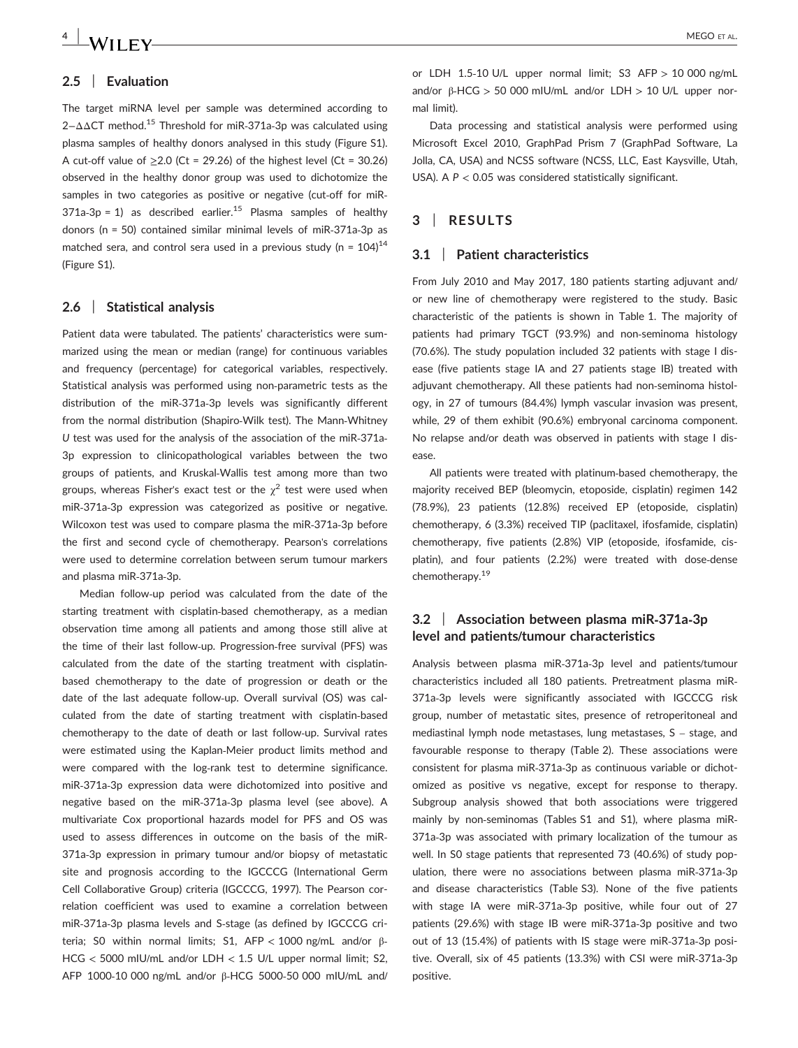### 2.5 | Evaluation

The target miRNA level per sample was determined according to $2^{-\Delta\Delta CT}$ method.[15] Threshold for miR-371a-3p was calculated using plasma samples of healthy donors analysed in this study (Figure S1). A cut-off value of ≥2.0 (Ct = 29.26) of the highest level (Ct = 30.26) observed in the healthy donor group was used to dichotomize the samples in two categories as positive or negative (cut-off for miR-371a-3p = 1) as described earlier.[15] Plasma samples of healthy donors (n = 50) contained similar minimal levels of miR-371a-3p as matched sera, and control sera used in a previous study (n = 104)[14] (Figure S1).

### 2.6 | Statistical analysis

Patient data were tabulated. The patients' characteristics were summarized using the mean or median (range) for continuous variables and frequency (percentage) for categorical variables, respectively. Statistical analysis was performed using non-parametric tests as the distribution of the miR-371a-3p levels was significantly different from the normal distribution (Shapiro-Wilk test). The Mann-Whitney *U* test was used for the analysis of the association of the miR-371a-3p expression to clinicopathological variables between the two groups of patients, and Kruskal-Wallis test among more than two groups, whereas Fisher's exact test or the $\chi^2$ test were used when miR-371a-3p expression was categorized as positive or negative. Wilcoxon test was used to compare plasma the miR-371a-3p before the first and second cycle of chemotherapy. Pearson's correlations were used to determine correlation between serum tumour markers and plasma miR-371a-3p.

Median follow-up period was calculated from the date of the starting treatment with cisplatin-based chemotherapy, as a median observation time among all patients and among those still alive at the time of their last follow-up. Progression-free survival (PFS) was calculated from the date of the starting treatment with cisplatin-based chemotherapy to the date of progression or death or the date of the last adequate follow-up. Overall survival (OS) was calculated from the date of starting treatment with cisplatin-based chemotherapy to the date of death or last follow-up. Survival rates were estimated using the Kaplan-Meier product limits method and were compared with the log-rank test to determine significance. miR-371a-3p expression data were dichotomized into positive and negative based on the miR-371a-3p plasma level (see above). A multivariate Cox proportional hazards model for PFS and OS was used to assess differences in outcome on the basis of the miR-371a-3p expression in primary tumour and/or biopsy of metastatic site and prognosis according to the IGCCCG (International Germ Cell Collaborative Group) criteria (IGCCCG, 1997). The Pearson correlation coefficient was used to examine a correlation between miR-371a-3p plasma levels and S-stage (as defined by IGCCCG criteria; S0 within normal limits; S1, AFP < 1000 ng/mL and/or β-HCG < 5000 mIU/mL and/or LDH < 1.5 U/L upper normal limit; S2, AFP 1000-10 000 ng/mL and/or β-HCG 5000-50 000 mIU/mL and/or LDH 1.5-10 U/L upper normal limit; S3 AFP > 10 000 ng/mL and/or β-HCG > 50 000 mIU/mL and/or LDH > 10 U/L upper normal limit).

Data processing and statistical analysis were performed using Microsoft Excel 2010, GraphPad Prism 7 (GraphPad Software, La Jolla, CA, USA) and NCSS software (NCSS, LLC, East Kaysville, Utah, USA). A $P < 0.05$ was considered statistically significant.

## 3 | RESULTS

### 3.1 | Patient characteristics

From July 2010 and May 2017, 180 patients starting adjuvant and/or new line of chemotherapy were registered to the study. Basic characteristic of the patients is shown in Table 1. The majority of patients had primary TGCT (93.9%) and non-seminoma histology (70.6%). The study population included 32 patients with stage I disease (five patients stage IA and 27 patients stage IB) treated with adjuvant chemotherapy. All these patients had non-seminoma histology, in 27 of tumours (84.4%) lymph vascular invasion was present, while, 29 of them exhibit (90.6%) embryonal carcinoma component. No relapse and/or death was observed in patients with stage I disease.

All patients were treated with platinum-based chemotherapy, the majority received BEP (bleomycin, etoposide, cisplatin) regimen 142 (78.9%), 23 patients (12.8%) received EP (etoposide, cisplatin) chemotherapy, 6 (3.3%) received TIP (paclitaxel, ifosfamide, cisplatin) chemotherapy, five patients (2.8%) VIP (etoposide, ifosfamide, cisplatin), and four patients (2.2%) were treated with dose-dense chemotherapy.[19]

### 3.2 | Association between plasma miR-371a-3p level and patients/tumour characteristics

Analysis between plasma miR-371a-3p level and patients/tumour characteristics included all 180 patients. Pretreatment plasma miR-371a-3p levels were significantly associated with IGCCCG risk group, number of metastatic sites, presence of retroperitoneal and mediastinal lymph node metastases, lung metastases, S – stage, and favourable response to therapy (Table 2). These associations were consistent for plasma miR-371a-3p as continuous variable or dichotomized as positive vs negative, except for response to therapy. Subgroup analysis showed that both associations were triggered mainly by non-seminomas (Tables S1 and S1), where plasma miR-371a-3p was associated with primary localization of the tumour as well. In S0 stage patients that represented 73 (40.6%) of study population, there were no associations between plasma miR-371a-3p and disease characteristics (Table S3). None of the five patients with stage IA were miR-371a-3p positive, while four out of 27 patients (29.6%) with stage IB were miR-371a-3p positive and two out of 13 (15.4%) of patients with IS stage were miR-371a-3p positive. Overall, six of 45 patients (13.3%) with CSI were miR-371a-3p positive.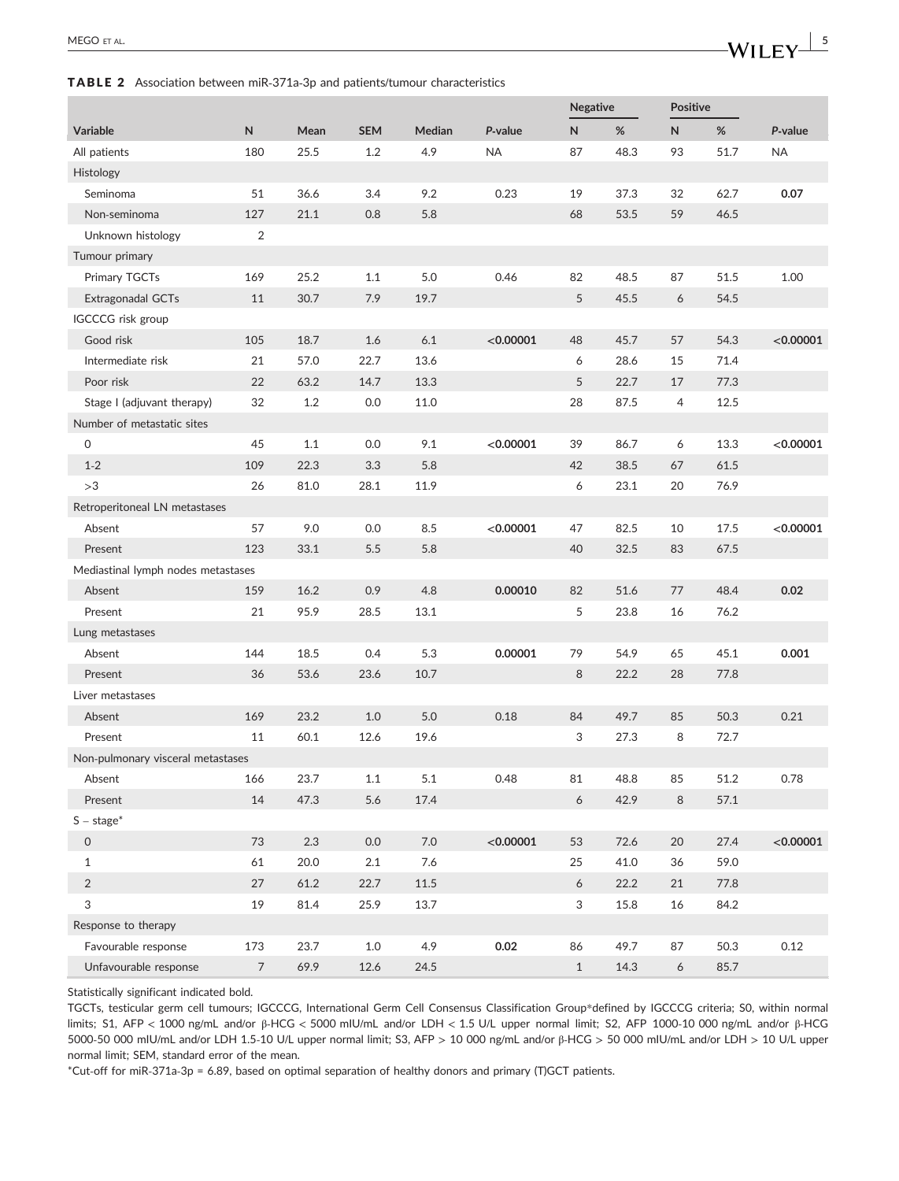**TABLE 2** Association between miR-371a-3p and patients/tumour characteristics

| | | | | | | Negative | | Positive | | |
|---|---|---|---|---|---|---|---|---|---|---|
| Variable | N | Mean | SEM | Median | *P*-value | N | % | N | % | *P*-value |
| All patients | 180 | 25.5 | 1.2 | 4.9 | NA | 87 | 48.3 | 93 | 51.7 | NA |
| Histology | | | | | | | | | | |
| Seminoma | 51 | 36.6 | 3.4 | 9.2 | 0.23 | 19 | 37.3 | 32 | 62.7 | **0.07** |
| Non-seminoma | 127 | 21.1 | 0.8 | 5.8 | | 68 | 53.5 | 59 | 46.5 | |
| Unknown histology | 2 | | | | | | | | | |
| Tumour primary | | | | | | | | | | |
| Primary TGCTs | 169 | 25.2 | 1.1 | 5.0 | 0.46 | 82 | 48.5 | 87 | 51.5 | 1.00 |
| Extragonadal GCTs | 11 | 30.7 | 7.9 | 19.7 | | 5 | 45.5 | 6 | 54.5 | |
| IGCCCG risk group | | | | | | | | | | |
| Good risk | 105 | 18.7 | 1.6 | 6.1 | **<0.00001** | 48 | 45.7 | 57 | 54.3 | **<0.00001** |
| Intermediate risk | 21 | 57.0 | 22.7 | 13.6 | | 6 | 28.6 | 15 | 71.4 | |
| Poor risk | 22 | 63.2 | 14.7 | 13.3 | | 5 | 22.7 | 17 | 77.3 | |
| Stage I (adjuvant therapy) | 32 | 1.2 | 0.0 | 11.0 | | 28 | 87.5 | 4 | 12.5 | |
| Number of metastatic sites | | | | | | | | | | |
| 0 | 45 | 1.1 | 0.0 | 9.1 | **<0.00001** | 39 | 86.7 | 6 | 13.3 | **<0.00001** |
| 1-2 | 109 | 22.3 | 3.3 | 5.8 | | 42 | 38.5 | 67 | 61.5 | |
| >3 | 26 | 81.0 | 28.1 | 11.9 | | 6 | 23.1 | 20 | 76.9 | |
| Retroperitoneal LN metastases | | | | | | | | | | |
| Absent | 57 | 9.0 | 0.0 | 8.5 | **<0.00001** | 47 | 82.5 | 10 | 17.5 | **<0.00001** |
| Present | 123 | 33.1 | 5.5 | 5.8 | | 40 | 32.5 | 83 | 67.5 | |
| Mediastinal lymph nodes metastases | | | | | | | | | | |
| Absent | 159 | 16.2 | 0.9 | 4.8 | **0.00010** | 82 | 51.6 | 77 | 48.4 | **0.02** |
| Present | 21 | 95.9 | 28.5 | 13.1 | | 5 | 23.8 | 16 | 76.2 | |
| Lung metastases | | | | | | | | | | |
| Absent | 144 | 18.5 | 0.4 | 5.3 | **0.00001** | 79 | 54.9 | 65 | 45.1 | **0.001** |
| Present | 36 | 53.6 | 23.6 | 10.7 | | 8 | 22.2 | 28 | 77.8 | |
| Liver metastases | | | | | | | | | | |
| Absent | 169 | 23.2 | 1.0 | 5.0 | 0.18 | 84 | 49.7 | 85 | 50.3 | 0.21 |
| Present | 11 | 60.1 | 12.6 | 19.6 | | 3 | 27.3 | 8 | 72.7 | |
| Non-pulmonary visceral metastases | | | | | | | | | | |
| Absent | 166 | 23.7 | 1.1 | 5.1 | 0.48 | 81 | 48.8 | 85 | 51.2 | 0.78 |
| Present | 14 | 47.3 | 5.6 | 17.4 | | 6 | 42.9 | 8 | 57.1 | |
| S – stage* | | | | | | | | | | |
| 0 | 73 | 2.3 | 0.0 | 7.0 | **<0.00001** | 53 | 72.6 | 20 | 27.4 | **<0.00001** |
| 1 | 61 | 20.0 | 2.1 | 7.6 | | 25 | 41.0 | 36 | 59.0 | |
| 2 | 27 | 61.2 | 22.7 | 11.5 | | 6 | 22.2 | 21 | 77.8 | |
| 3 | 19 | 81.4 | 25.9 | 13.7 | | 3 | 15.8 | 16 | 84.2 | |
| Response to therapy | | | | | | | | | | |
| Favourable response | 173 | 23.7 | 1.0 | 4.9 | **0.02** | 86 | 49.7 | 87 | 50.3 | 0.12 |
| Unfavourable response | 7 | 69.9 | 12.6 | 24.5 | | 1 | 14.3 | 6 | 85.7 | |

Statistically significant indicated bold.

TGCTs, testicular germ cell tumours; IGCCCG, International Germ Cell Consensus Classification Group*defined by IGCCCG criteria; S0, within normal limits; S1, AFP < 1000 ng/mL and/or β-HCG < 5000 mIU/mL and/or LDH < 1.5 U/L upper normal limit; S2, AFP 1000-10 000 ng/mL and/or β-HCG 5000-50 000 mIU/mL and/or LDH 1.5-10 U/L upper normal limit; S3, AFP > 10 000 ng/mL and/or β-HCG > 50 000 mIU/mL and/or LDH > 10 U/L upper normal limit; SEM, standard error of the mean.

*Cut-off for miR-371a-3p = 6.89, based on optimal separation of healthy donors and primary (T)GCT patients.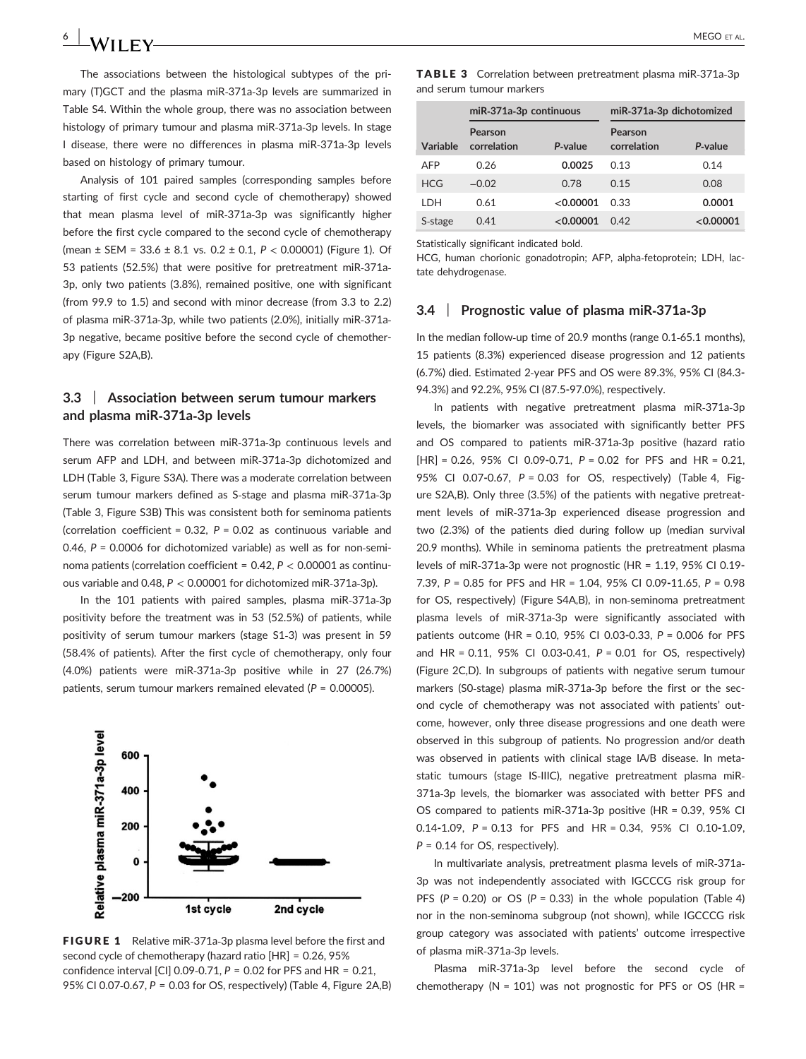The associations between the histological subtypes of the primary (T)GCT and the plasma miR-371a-3p levels are summarized in Table S4. Within the whole group, there was no association between histology of primary tumour and plasma miR-371a-3p levels. In stage I disease, there were no differences in plasma miR-371a-3p levels based on histology of primary tumour.

Analysis of 101 paired samples (corresponding samples before starting of first cycle and second cycle of chemotherapy) showed that mean plasma level of miR-371a-3p was significantly higher before the first cycle compared to the second cycle of chemotherapy (mean ± SEM = 33.6 ± 8.1 vs. 0.2 ± 0.1, $P < 0.00001$) (Figure 1). Of 53 patients (52.5%) that were positive for pretreatment miR-371a-3p, only two patients (3.8%), remained positive, one with significant (from 99.9 to 1.5) and second with minor decrease (from 3.3 to 2.2) of plasma miR-371a-3p, while two patients (2.0%), initially miR-371a-3p negative, became positive before the second cycle of chemotherapy (Figure S2A,B).

## 3.3 | Association between serum tumour markers and plasma miR-371a-3p levels

There was correlation between miR-371a-3p continuous levels and serum AFP and LDH, and between miR-371a-3p dichotomized and LDH (Table 3, Figure S3A). There was a moderate correlation between serum tumour markers defined as S-stage and plasma miR-371a-3p (Table 3, Figure S3B) This was consistent both for seminoma patients (correlation coefficient = 0.32, $P = 0.02$ as continuous variable and 0.46, $P = 0.0006$ for dichotomized variable) as well as for non-seminoma patients (correlation coefficient = 0.42, $P < 0.00001$ as continuous variable and 0.48, $P < 0.00001$ for dichotomized miR-371a-3p).

In the 101 patients with paired samples, plasma miR-371a-3p positivity before the treatment was in 53 (52.5%) of patients, while positivity of serum tumour markers (stage S1-3) was present in 59 (58.4% of patients). After the first cycle of chemotherapy, only four (4.0%) patients were miR-371a-3p positive while in 27 (26.7%) patients, serum tumour markers remained elevated ($P = 0.00005$).

**FIGURE 1** Relative miR-371a-3p plasma level before the first and second cycle of chemotherapy (hazard ratio [HR] = 0.26, 95% confidence interval [CI] 0.09-0.71, $P = 0.02$ for PFS and HR = 0.21, 95% CI 0.07-0.67, $P = 0.03$ for OS, respectively) (Table 4, Figure 2A,B)

**TABLE 3** Correlation between pretreatment plasma miR-371a-3p and serum tumour markers

| | miR-371a-3p continuous | | miR-371a-3p dichotomized | |
|---|---|---|---|---|
| Variable | Pearson correlation | *P*-value | Pearson correlation | *P*-value |
| AFP | 0.26 | **0.0025** | 0.13 | 0.14 |
| HCG | −0.02 | 0.78 | 0.15 | 0.08 |
| LDH | 0.61 | **<0.00001** | 0.33 | **0.0001** |
| S-stage | 0.41 | **<0.00001** | 0.42 | **<0.00001** |

Statistically significant indicated bold.
HCG, human chorionic gonadotropin; AFP, alpha-fetoprotein; LDH, lactate dehydrogenase.

## 3.4 | Prognostic value of plasma miR-371a-3p

In the median follow-up time of 20.9 months (range 0.1-65.1 months), 15 patients (8.3%) experienced disease progression and 12 patients (6.7%) died. Estimated 2-year PFS and OS were 89.3%, 95% CI (84.3-94.3%) and 92.2%, 95% CI (87.5-97.0%), respectively.

In patients with negative pretreatment plasma miR-371a-3p levels, the biomarker was associated with significantly better PFS and OS compared to patients miR-371a-3p positive (hazard ratio [HR] = 0.26, 95% CI 0.09-0.71, $P = 0.02$ for PFS and HR = 0.21, 95% CI 0.07-0.67, $P = 0.03$ for OS, respectively) (Table 4, Figure S2A,B). Only three (3.5%) of the patients with negative pretreatment levels of miR-371a-3p experienced disease progression and two (2.3%) of the patients died during follow up (median survival 20.9 months). While in seminoma patients the pretreatment plasma levels of miR-371a-3p were not prognostic (HR = 1.19, 95% CI 0.19-7.39, $P = 0.85$ for PFS and HR = 1.04, 95% CI 0.09-11.65, $P = 0.98$ for OS, respectively) (Figure S4A,B), in non-seminoma pretreatment plasma levels of miR-371a-3p were significantly associated with patients outcome (HR = 0.10, 95% CI 0.03-0.33, $P = 0.006$ for PFS and HR = 0.11, 95% CI 0.03-0.41, $P = 0.01$ for OS, respectively) (Figure 2C,D). In subgroups of patients with negative serum tumour markers (S0-stage) plasma miR-371a-3p before the first or the second cycle of chemotherapy was not associated with patients' outcome, however, only three disease progressions and one death were observed in this subgroup of patients. No progression and/or death was observed in patients with clinical stage IA/B disease. In metastatic tumours (stage IS-IIIC), negative pretreatment plasma miR-371a-3p levels, the biomarker was associated with better PFS and OS compared to patients miR-371a-3p positive (HR = 0.39, 95% CI 0.14-1.09, $P = 0.13$ for PFS and HR = 0.34, 95% CI 0.10-1.09, $P = 0.14$ for OS, respectively).

In multivariate analysis, pretreatment plasma levels of miR-371a-3p was not independently associated with IGCCCG risk group for PFS ($P = 0.20$) or OS ($P = 0.33$) in the whole population (Table 4) nor in the non-seminoma subgroup (not shown), while IGCCCG risk group category was associated with patients' outcome irrespective of plasma miR-371a-3p levels.

Plasma miR-371a-3p level before the second cycle of chemotherapy (N = 101) was not prognostic for PFS or OS (HR =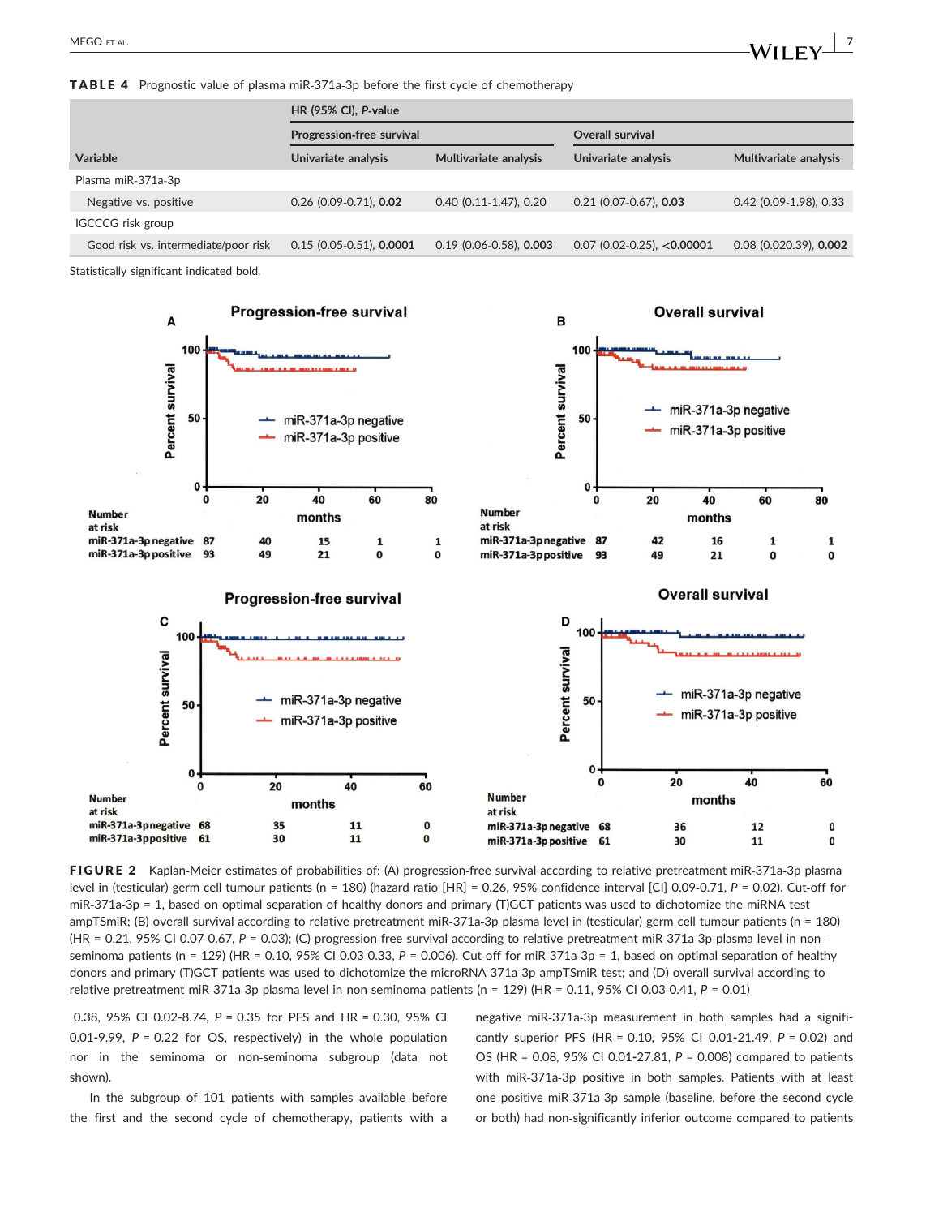**TABLE 4** Prognostic value of plasma miR-371a-3p before the first cycle of chemotherapy

| | HR (95% CI), *P*-value | | | |
|---|---|---|---|---|
| | Progression-free survival | | Overall survival | |
| Variable | Univariate analysis | Multivariate analysis | Univariate analysis | Multivariate analysis |
| Plasma miR-371a-3p | | | | |
| Negative vs. positive | 0.26 (0.09-0.71), **0.02** | 0.40 (0.11-1.47), 0.20 | 0.21 (0.07-0.67), **0.03** | 0.42 (0.09-1.98), 0.33 |
| IGCCCG risk group | | | | |
| Good risk vs. intermediate/poor risk | 0.15 (0.05-0.51), **0.0001** | 0.19 (0.06-0.58), **0.003** | 0.07 (0.02-0.25), **<0.00001** | 0.08 (0.020.39), **0.002** |

Statistically significant indicated bold.

**FIGURE 2** Kaplan-Meier estimates of probabilities of: (A) progression-free survival according to relative pretreatment miR-371a-3p plasma level in (testicular) germ cell tumour patients (n = 180) (hazard ratio [HR] = 0.26, 95% confidence interval [CI] 0.09-0.71, *P* = 0.02). Cut-off for miR-371a-3p = 1, based on optimal separation of healthy donors and primary (T)GCT patients was used to dichotomize the miRNA test ampTSmiR; (B) overall survival according to relative pretreatment miR-371a-3p plasma level in (testicular) germ cell tumour patients (n = 180) (HR = 0.21, 95% CI 0.07-0.67, *P* = 0.03); (C) progression-free survival according to relative pretreatment miR-371a-3p plasma level in non-seminoma patients (n = 129) (HR = 0.10, 95% CI 0.03-0.33, *P* = 0.006). Cut-off for miR-371a-3p = 1, based on optimal separation of healthy donors and primary (T)GCT patients was used to dichotomize the microRNA-371a-3p ampTSmiR test; and (D) overall survival according to relative pretreatment miR-371a-3p plasma level in non-seminoma patients (n = 129) (HR = 0.11, 95% CI 0.03-0.41, *P* = 0.01)

0.38, 95% CI 0.02-8.74, *P* = 0.35 for PFS and HR = 0.30, 95% CI 0.01-9.99, *P* = 0.22 for OS, respectively) in the whole population nor in the seminoma or non-seminoma subgroup (data not shown).

In the subgroup of 101 patients with samples available before the first and the second cycle of chemotherapy, patients with a negative miR-371a-3p measurement in both samples had a significantly superior PFS (HR = 0.10, 95% CI 0.01-21.49, *P* = 0.02) and OS (HR = 0.08, 95% CI 0.01-27.81, *P* = 0.008) compared to patients with miR-371a-3p positive in both samples. Patients with at least one positive miR-371a-3p sample (baseline, before the second cycle or both) had non-significantly inferior outcome compared to patients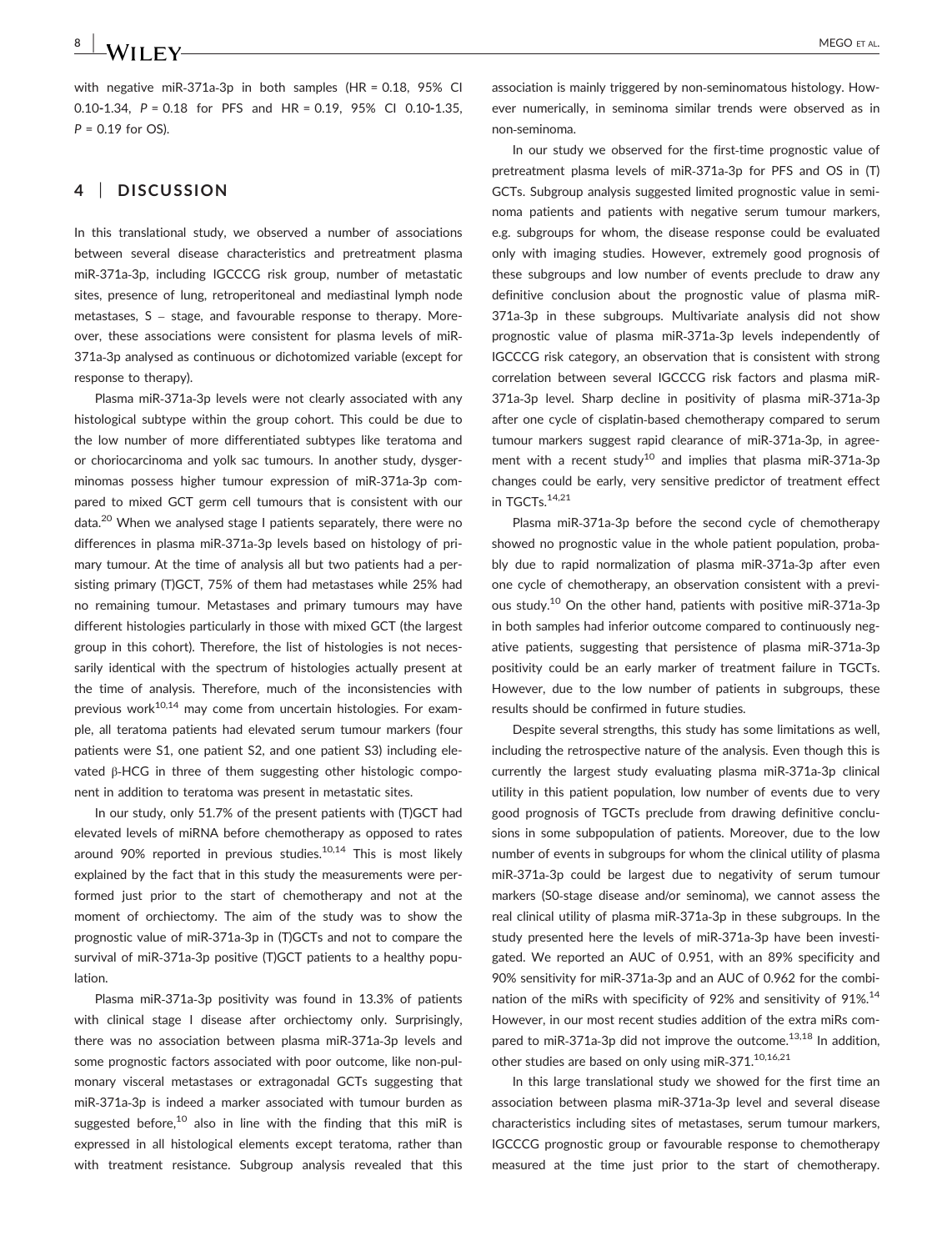with negative miR-371a-3p in both samples (HR = 0.18, 95% CI 0.10-1.34, $P = 0.18$ for PFS and HR = 0.19, 95% CI 0.10-1.35, $P = 0.19$ for OS).

## 4 | DISCUSSION

In this translational study, we observed a number of associations between several disease characteristics and pretreatment plasma miR-371a-3p, including IGCCCG risk group, number of metastatic sites, presence of lung, retroperitoneal and mediastinal lymph node metastases, S – stage, and favourable response to therapy. Moreover, these associations were consistent for plasma levels of miR-371a-3p analysed as continuous or dichotomized variable (except for response to therapy).

Plasma miR-371a-3p levels were not clearly associated with any histological subtype within the group cohort. This could be due to the low number of more differentiated subtypes like teratoma and or choriocarcinoma and yolk sac tumours. In another study, dysgerminomas possess higher tumour expression of miR-371a-3p compared to mixed GCT germ cell tumours that is consistent with our data.[20] When we analysed stage I patients separately, there were no differences in plasma miR-371a-3p levels based on histology of primary tumour. At the time of analysis all but two patients had a persisting primary (T)GCT, 75% of them had metastases while 25% had no remaining tumour. Metastases and primary tumours may have different histologies particularly in those with mixed GCT (the largest group in this cohort). Therefore, the list of histologies is not necessarily identical with the spectrum of histologies actually present at the time of analysis. Therefore, much of the inconsistencies with previous work[10,14] may come from uncertain histologies. For example, all teratoma patients had elevated serum tumour markers (four patients were S1, one patient S2, and one patient S3) including elevated β-HCG in three of them suggesting other histologic component in addition to teratoma was present in metastatic sites.

In our study, only 51.7% of the present patients with (T)GCT had elevated levels of miRNA before chemotherapy as opposed to rates around 90% reported in previous studies.[10,14] This is most likely explained by the fact that in this study the measurements were performed just prior to the start of chemotherapy and not at the moment of orchiectomy. The aim of the study was to show the prognostic value of miR-371a-3p in (T)GCTs and not to compare the survival of miR-371a-3p positive (T)GCT patients to a healthy population.

Plasma miR-371a-3p positivity was found in 13.3% of patients with clinical stage I disease after orchiectomy only. Surprisingly, there was no association between plasma miR-371a-3p levels and some prognostic factors associated with poor outcome, like non-pulmonary visceral metastases or extragonadal GCTs suggesting that miR-371a-3p is indeed a marker associated with tumour burden as suggested before,[10] also in line with the finding that this miR is expressed in all histological elements except teratoma, rather than with treatment resistance. Subgroup analysis revealed that this association is mainly triggered by non-seminomatous histology. However numerically, in seminoma similar trends were observed as in non-seminoma.

In our study we observed for the first-time prognostic value of pretreatment plasma levels of miR-371a-3p for PFS and OS in (T) GCTs. Subgroup analysis suggested limited prognostic value in seminoma patients and patients with negative serum tumour markers, e.g. subgroups for whom, the disease response could be evaluated only with imaging studies. However, extremely good prognosis of these subgroups and low number of events preclude to draw any definitive conclusion about the prognostic value of plasma miR-371a-3p in these subgroups. Multivariate analysis did not show prognostic value of plasma miR-371a-3p levels independently of IGCCCG risk category, an observation that is consistent with strong correlation between several IGCCCG risk factors and plasma miR-371a-3p level. Sharp decline in positivity of plasma miR-371a-3p after one cycle of cisplatin-based chemotherapy compared to serum tumour markers suggest rapid clearance of miR-371a-3p, in agreement with a recent study[10] and implies that plasma miR-371a-3p changes could be early, very sensitive predictor of treatment effect in TGCTs.[14,21]

Plasma miR-371a-3p before the second cycle of chemotherapy showed no prognostic value in the whole patient population, probably due to rapid normalization of plasma miR-371a-3p after even one cycle of chemotherapy, an observation consistent with a previous study.[10] On the other hand, patients with positive miR-371a-3p in both samples had inferior outcome compared to continuously negative patients, suggesting that persistence of plasma miR-371a-3p positivity could be an early marker of treatment failure in TGCTs. However, due to the low number of patients in subgroups, these results should be confirmed in future studies.

Despite several strengths, this study has some limitations as well, including the retrospective nature of the analysis. Even though this is currently the largest study evaluating plasma miR-371a-3p clinical utility in this patient population, low number of events due to very good prognosis of TGCTs preclude from drawing definitive conclusions in some subpopulation of patients. Moreover, due to the low number of events in subgroups for whom the clinical utility of plasma miR-371a-3p could be largest due to negativity of serum tumour markers (S0-stage disease and/or seminoma), we cannot assess the real clinical utility of plasma miR-371a-3p in these subgroups. In the study presented here the levels of miR-371a-3p have been investigated. We reported an AUC of 0.951, with an 89% specificity and 90% sensitivity for miR-371a-3p and an AUC of 0.962 for the combination of the miRs with specificity of 92% and sensitivity of 91%.[14] However, in our most recent studies addition of the extra miRs compared to miR-371a-3p did not improve the outcome.[13,18] In addition, other studies are based on only using miR-371.[10,16,21]

In this large translational study we showed for the first time an association between plasma miR-371a-3p level and several disease characteristics including sites of metastases, serum tumour markers, IGCCCG prognostic group or favourable response to chemotherapy measured at the time just prior to the start of chemotherapy.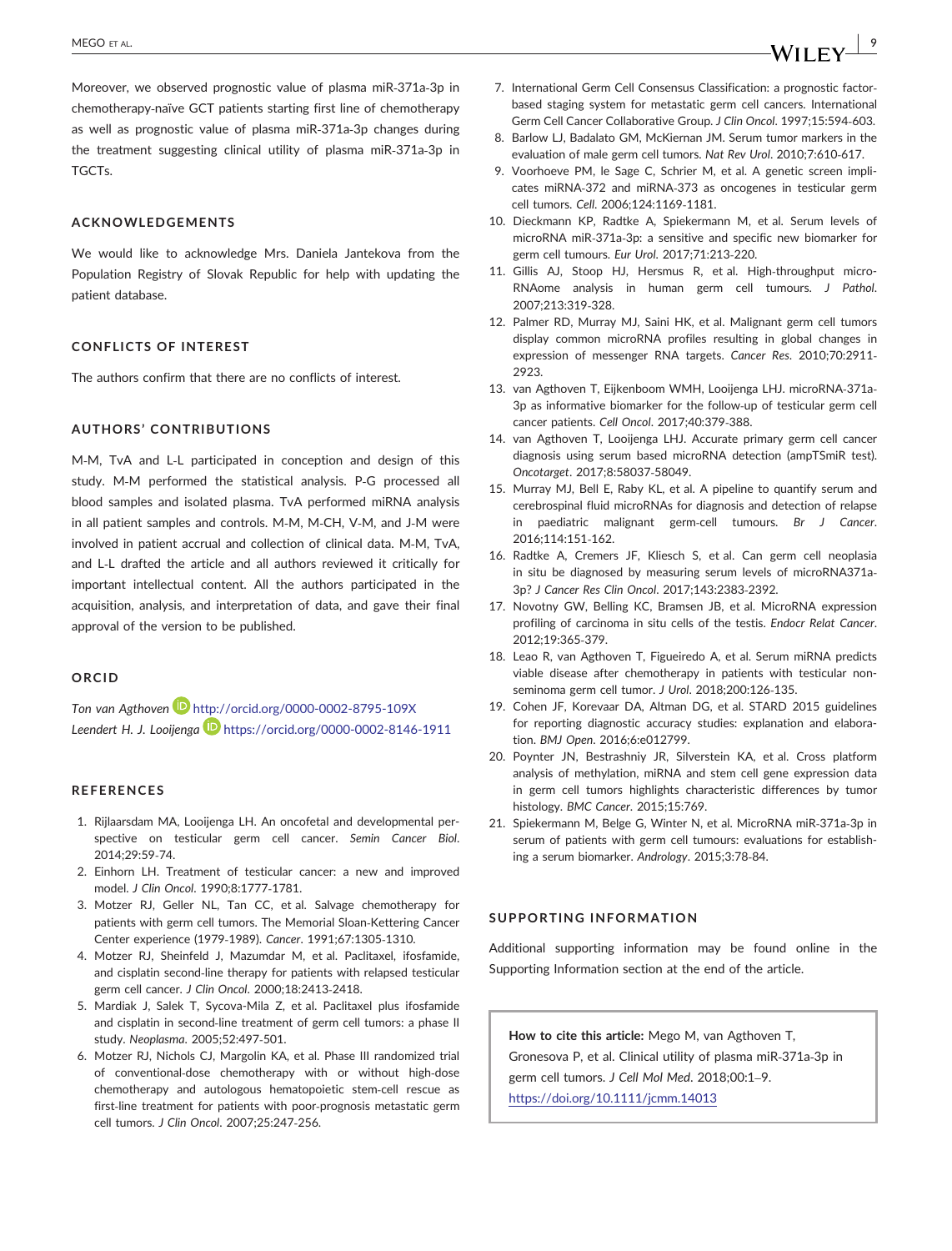Moreover, we observed prognostic value of plasma miR-371a-3p in chemotherapy-naïve GCT patients starting first line of chemotherapy as well as prognostic value of plasma miR-371a-3p changes during the treatment suggesting clinical utility of plasma miR-371a-3p in TGCTs.

## ACKNOWLEDGEMENTS

We would like to acknowledge Mrs. Daniela Jantekova from the Population Registry of Slovak Republic for help with updating the patient database.

## CONFLICTS OF INTEREST

The authors confirm that there are no conflicts of interest.

## AUTHORS' CONTRIBUTIONS

M-M, TvA and L-L participated in conception and design of this study. M-M performed the statistical analysis. P-G processed all blood samples and isolated plasma. TvA performed miRNA analysis in all patient samples and controls. M-M, M-CH, V-M, and J-M were involved in patient accrual and collection of clinical data. M-M, TvA, and L-L drafted the article and all authors reviewed it critically for important intellectual content. All the authors participated in the acquisition, analysis, and interpretation of data, and gave their final approval of the version to be published.

## ORCID

*Ton van Agthoven* http://orcid.org/0000-0002-8795-109X
*Leendert H. J. Looijenga* https://orcid.org/0000-0002-8146-1911

## REFERENCES

1. Rijlaarsdam MA, Looijenga LH. An oncofetal and developmental perspective on testicular germ cell cancer. *Semin Cancer Biol*. 2014;29:59-74.
2. Einhorn LH. Treatment of testicular cancer: a new and improved model. *J Clin Oncol*. 1990;8:1777-1781.
3. Motzer RJ, Geller NL, Tan CC, et al. Salvage chemotherapy for patients with germ cell tumors. The Memorial Sloan-Kettering Cancer Center experience (1979-1989). *Cancer*. 1991;67:1305-1310.
4. Motzer RJ, Sheinfeld J, Mazumdar M, et al. Paclitaxel, ifosfamide, and cisplatin second-line therapy for patients with relapsed testicular germ cell cancer. *J Clin Oncol*. 2000;18:2413-2418.
5. Mardiak J, Salek T, Sycova-Mila Z, et al. Paclitaxel plus ifosfamide and cisplatin in second-line treatment of germ cell tumors: a phase II study. *Neoplasma*. 2005;52:497-501.
6. Motzer RJ, Nichols CJ, Margolin KA, et al. Phase III randomized trial of conventional-dose chemotherapy with or without high-dose chemotherapy and autologous hematopoietic stem-cell rescue as first-line treatment for patients with poor-prognosis metastatic germ cell tumors. *J Clin Oncol*. 2007;25:247-256.
7. International Germ Cell Consensus Classification: a prognostic factor-based staging system for metastatic germ cell cancers. International Germ Cell Cancer Collaborative Group. *J Clin Oncol*. 1997;15:594-603.
8. Barlow LJ, Badalato GM, McKiernan JM. Serum tumor markers in the evaluation of male germ cell tumors. *Nat Rev Urol*. 2010;7:610-617.
9. Voorhoeve PM, le Sage C, Schrier M, et al. A genetic screen implicates miRNA-372 and miRNA-373 as oncogenes in testicular germ cell tumors. *Cell*. 2006;124:1169-1181.
10. Dieckmann KP, Radtke A, Spiekermann M, et al. Serum levels of microRNA miR-371a-3p: a sensitive and specific new biomarker for germ cell tumours. *Eur Urol*. 2017;71:213-220.
11. Gillis AJ, Stoop HJ, Hersmus R, et al. High-throughput microRNAome analysis in human germ cell tumours. *J Pathol*. 2007;213:319-328.
12. Palmer RD, Murray MJ, Saini HK, et al. Malignant germ cell tumors display common microRNA profiles resulting in global changes in expression of messenger RNA targets. *Cancer Res*. 2010;70:2911-2923.
13. van Agthoven T, Eijkenboom WMH, Looijenga LHJ. microRNA-371a-3p as informative biomarker for the follow-up of testicular germ cell cancer patients. *Cell Oncol*. 2017;40:379-388.
14. van Agthoven T, Looijenga LHJ. Accurate primary germ cell cancer diagnosis using serum based microRNA detection (ampTSmiR test). *Oncotarget*. 2017;8:58037-58049.
15. Murray MJ, Bell E, Raby KL, et al. A pipeline to quantify serum and cerebrospinal fluid microRNAs for diagnosis and detection of relapse in paediatric malignant germ-cell tumours. *Br J Cancer*. 2016;114:151-162.
16. Radtke A, Cremers JF, Kliesch S, et al. Can germ cell neoplasia in situ be diagnosed by measuring serum levels of microRNA371a-3p? *J Cancer Res Clin Oncol*. 2017;143:2383-2392.
17. Novotny GW, Belling KC, Bramsen JB, et al. MicroRNA expression profiling of carcinoma in situ cells of the testis. *Endocr Relat Cancer*. 2012;19:365-379.
18. Leao R, van Agthoven T, Figueiredo A, et al. Serum miRNA predicts viable disease after chemotherapy in patients with testicular nonseminoma germ cell tumor. *J Urol*. 2018;200:126-135.
19. Cohen JF, Korevaar DA, Altman DG, et al. STARD 2015 guidelines for reporting diagnostic accuracy studies: explanation and elaboration. *BMJ Open*. 2016;6:e012799.
20. Poynter JN, Bestrashniy JR, Silverstein KA, et al. Cross platform analysis of methylation, miRNA and stem cell gene expression data in germ cell tumors highlights characteristic differences by tumor histology. *BMC Cancer*. 2015;15:769.
21. Spiekermann M, Belge G, Winter N, et al. MicroRNA miR-371a-3p in serum of patients with germ cell tumours: evaluations for establishing a serum biomarker. *Andrology*. 2015;3:78-84.

## SUPPORTING INFORMATION

Additional supporting information may be found online in the Supporting Information section at the end of the article.

**How to cite this article:** Mego M, van Agthoven T, Gronesova P, et al. Clinical utility of plasma miR-371a-3p in germ cell tumors. *J Cell Mol Med*. 2018;00:1–9. https://doi.org/10.1111/jcmm.14013